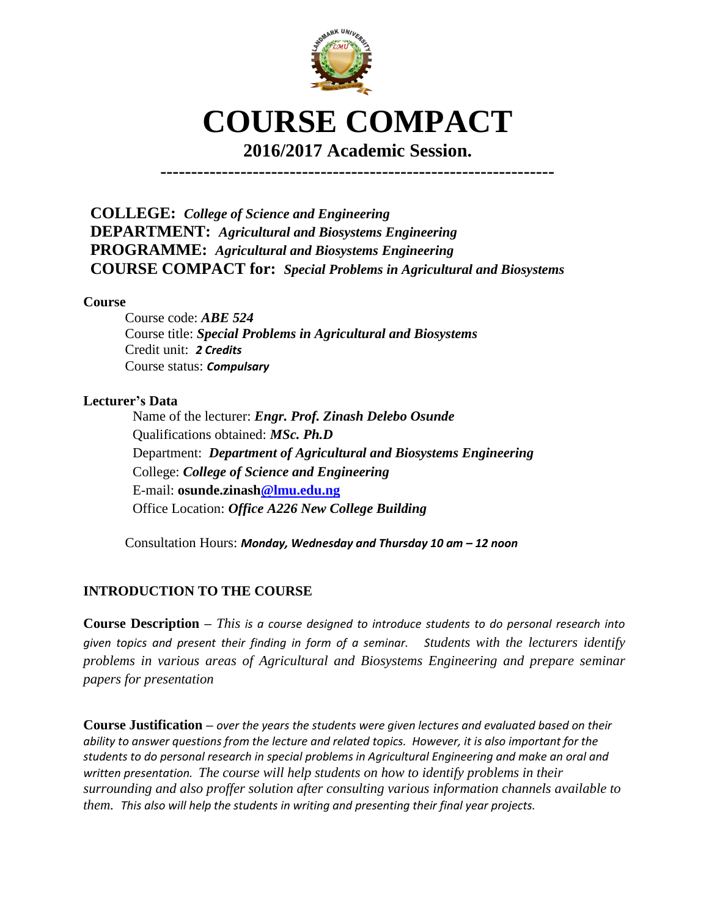# COURSE COMPACT

## 2016/2017 Academic Session.

---

**COLLEGE:** *College of Science and Engineering*
**DEPARTMENT:** *Agricultural and Biosystems Engineering*
**PROGRAMME:** *Agricultural and Biosystems Engineering*
**COURSE COMPACT for:** *Special Problems in Agricultural and Biosystems*

**Course**

Course code: ***ABE 524***
Course title: ***Special Problems in Agricultural and Biosystems***
Credit unit: ***2 Credits***
Course status: ***Compulsary***

**Lecturer's Data**

Name of the lecturer: ***Engr. Prof. Zinash Delebo Osunde***
Qualifications obtained: ***MSc. Ph.D***
Department: ***Department of Agricultural and Biosystems Engineering***
College: ***College of Science and Engineering***
E-mail: **osunde.zinash@lmu.edu.ng**
Office Location: ***Office A226 New College Building***

Consultation Hours: ***Monday, Wednesday and Thursday 10 am – 12 noon***

## INTRODUCTION TO THE COURSE

**Course Description** – *This is a course designed to introduce students to do personal research into given topics and present their finding in form of a seminar. Students with the lecturers identify problems in various areas of Agricultural and Biosystems Engineering and prepare seminar papers for presentation*

**Course Justification** – *over the years the students were given lectures and evaluated based on their ability to answer questions from the lecture and related topics. However, it is also important for the students to do personal research in special problems in Agricultural Engineering and make an oral and written presentation. The course will help students on how to identify problems in their surrounding and also proffer solution after consulting various information channels available to them. This also will help the students in writing and presenting their final year projects.*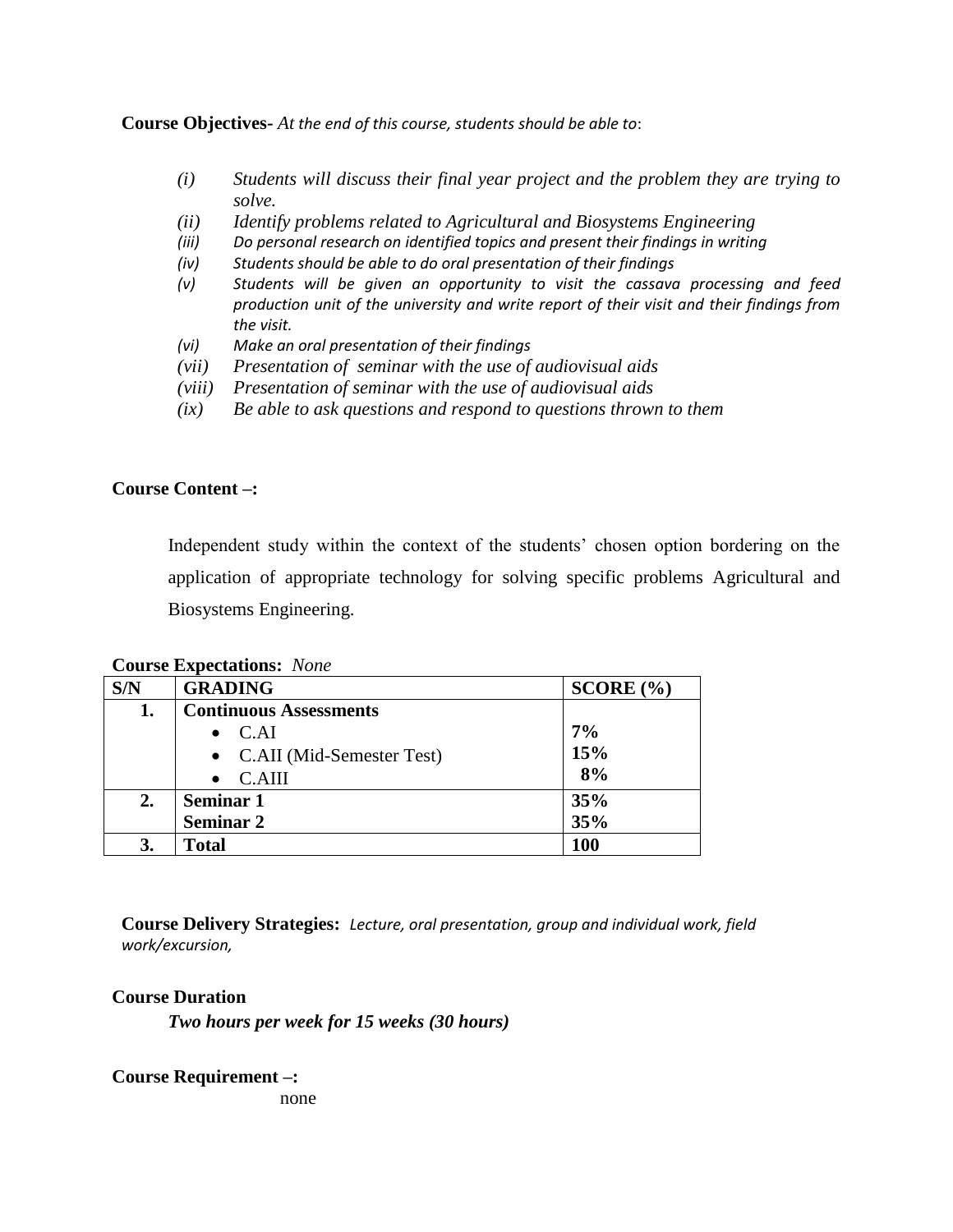**Course Objectives-** *At the end of this course, students should be able to*:

*(i)* *Students will discuss their final year project and the problem they are trying to solve.*
*(ii)* *Identify problems related to Agricultural and Biosystems Engineering*
*(iii)* *Do personal research on identified topics and present their findings in writing*
*(iv)* *Students should be able to do oral presentation of their findings*
*(v)* *Students will be given an opportunity to visit the cassava processing and feed production unit of the university and write report of their visit and their findings from the visit.*
*(vi)* *Make an oral presentation of their findings*
*(vii)* *Presentation of seminar with the use of audiovisual aids*
*(viii)* *Presentation of seminar with the use of audiovisual aids*
*(ix)* *Be able to ask questions and respond to questions thrown to them*

**Course Content –:**

Independent study within the context of the students' chosen option bordering on the application of appropriate technology for solving specific problems Agricultural and Biosystems Engineering.

**Course Expectations:** *None*

| S/N | GRADING | SCORE (%) |
|---|---|---|
| 1. | **Continuous Assessments**<br>• C.AI<br>• C.AII (Mid-Semester Test)<br>• C.AIII | <br>**7%**<br>**15%**<br>**8%** |
| 2. | **Seminar 1**<br>**Seminar 2** | **35%**<br>**35%** |
| 3. | **Total** | **100** |

**Course Delivery Strategies:** *Lecture, oral presentation, group and individual work, field work/excursion,*

**Course Duration**

***Two hours per week for 15 weeks (30 hours)***

**Course Requirement –:**

none